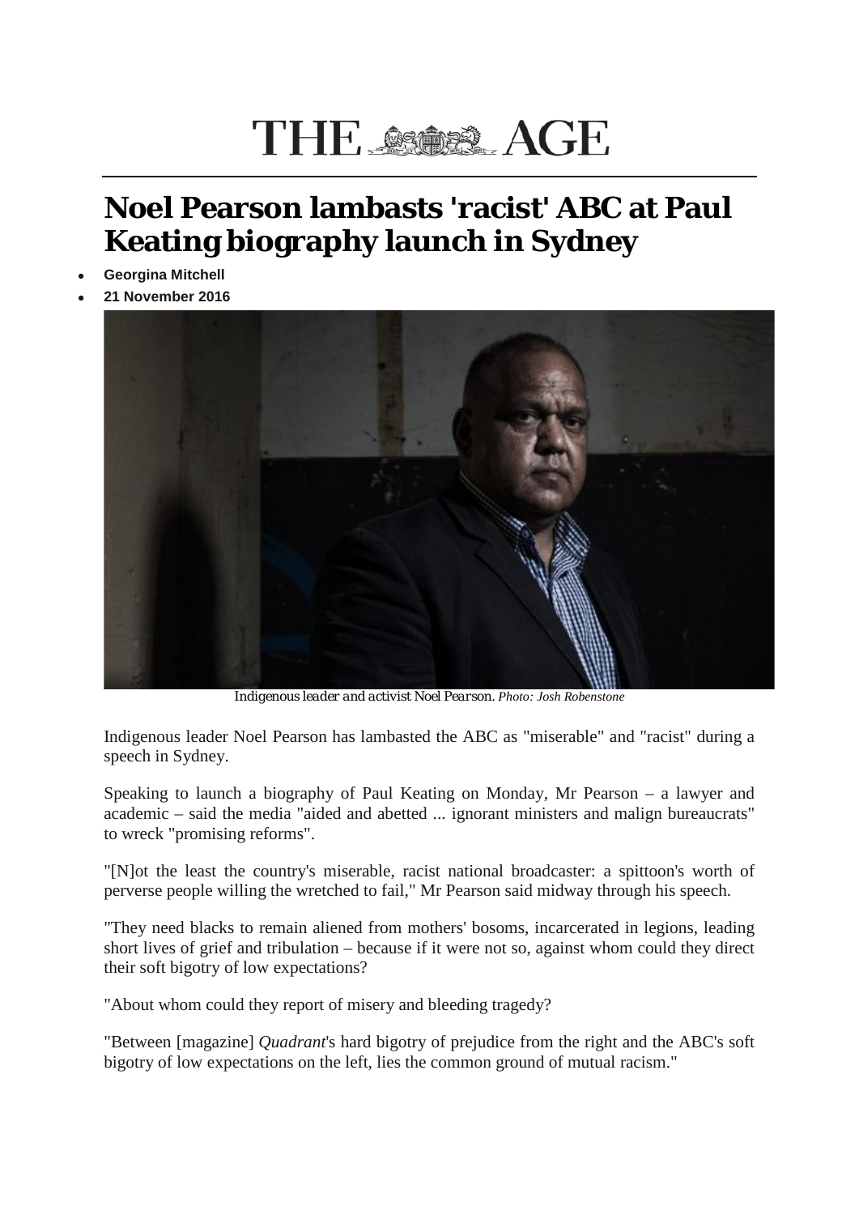# THE AGE

## Noel Pearson lambasts 'racist' ABC at Paul Keating biography launch in Sydney

- **Georgina Mitchell**
- **21 November 2016**

*Indigenous leader and activist Noel Pearson. Photo: Josh Robenstone*

Indigenous leader Noel Pearson has lambasted the ABC as "miserable" and "racist" during a speech in Sydney.

Speaking to launch a biography of Paul Keating on Monday, Mr Pearson – a lawyer and academic – said the media "aided and abetted ... ignorant ministers and malign bureaucrats" to wreck "promising reforms".

"[N]ot the least the country's miserable, racist national broadcaster: a spittoon's worth of perverse people willing the wretched to fail," Mr Pearson said midway through his speech.

"They need blacks to remain aliened from mothers' bosoms, incarcerated in legions, leading short lives of grief and tribulation – because if it were not so, against whom could they direct their soft bigotry of low expectations?

"About whom could they report of misery and bleeding tragedy?

"Between [magazine] *Quadrant*'s hard bigotry of prejudice from the right and the ABC's soft bigotry of low expectations on the left, lies the common ground of mutual racism."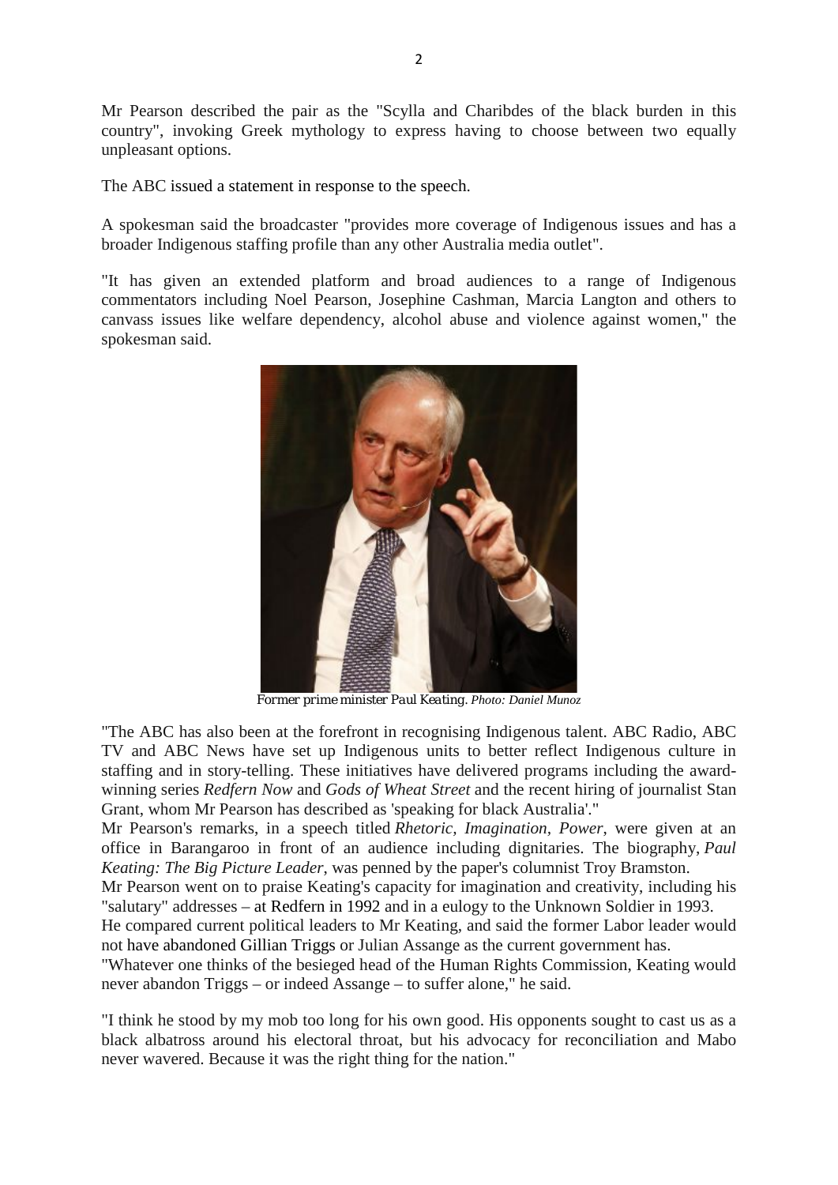Mr Pearson described the pair as the "Scylla and Charibdes of the black burden in this country", invoking Greek mythology to express having to choose between two equally unpleasant options.

The ABC issued a statement in response to the speech.

A spokesman said the broadcaster "provides more coverage of Indigenous issues and has a broader Indigenous staffing profile than any other Australia media outlet".

"It has given an extended platform and broad audiences to a range of Indigenous commentators including Noel Pearson, Josephine Cashman, Marcia Langton and others to canvass issues like welfare dependency, alcohol abuse and violence against women," the spokesman said.

Former prime minister Paul Keating. *Photo: Daniel Munoz*

"The ABC has also been at the forefront in recognising Indigenous talent. ABC Radio, ABC TV and ABC News have set up Indigenous units to better reflect Indigenous culture in staffing and in story-telling. These initiatives have delivered programs including the award-winning series *Redfern Now* and *Gods of Wheat Street* and the recent hiring of journalist Stan Grant, whom Mr Pearson has described as 'speaking for black Australia'."

Mr Pearson's remarks, in a speech titled *Rhetoric, Imagination, Power*, were given at an office in Barangaroo in front of an audience including dignitaries. The biography, *Paul Keating: The Big Picture Leader*, was penned by the paper's columnist Troy Bramston.

Mr Pearson went on to praise Keating's capacity for imagination and creativity, including his "salutary" addresses – at Redfern in 1992 and in a eulogy to the Unknown Soldier in 1993.

He compared current political leaders to Mr Keating, and said the former Labor leader would not have abandoned Gillian Triggs or Julian Assange as the current government has.

"Whatever one thinks of the besieged head of the Human Rights Commission, Keating would never abandon Triggs – or indeed Assange – to suffer alone," he said.

"I think he stood by my mob too long for his own good. His opponents sought to cast us as a black albatross around his electoral throat, but his advocacy for reconciliation and Mabo never wavered. Because it was the right thing for the nation."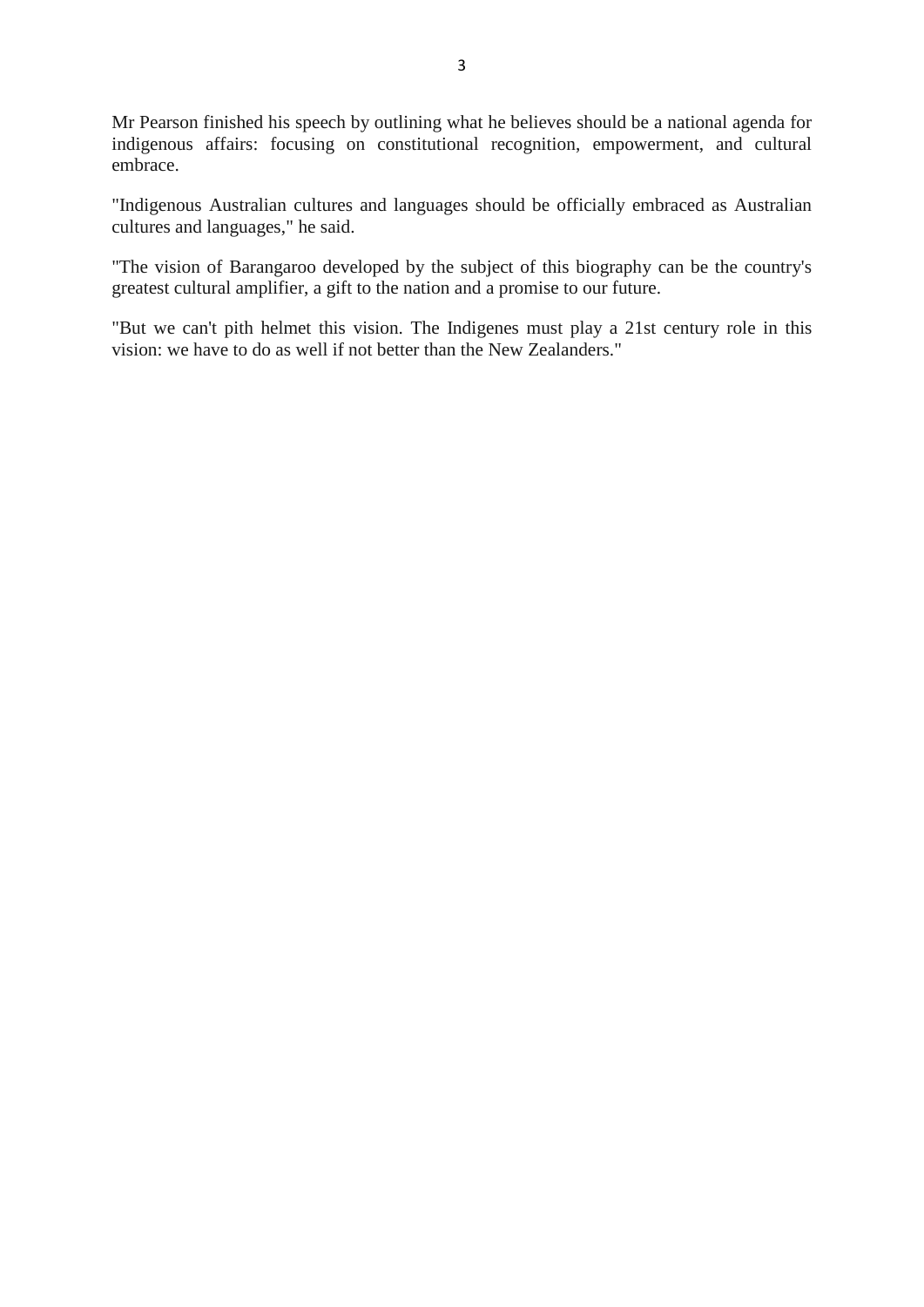Mr Pearson finished his speech by outlining what he believes should be a national agenda for indigenous affairs: focusing on constitutional recognition, empowerment, and cultural embrace.

"Indigenous Australian cultures and languages should be officially embraced as Australian cultures and languages," he said.

"The vision of Barangaroo developed by the subject of this biography can be the country's greatest cultural amplifier, a gift to the nation and a promise to our future.

"But we can't pith helmet this vision. The Indigenes must play a 21st century role in this vision: we have to do as well if not better than the New Zealanders."